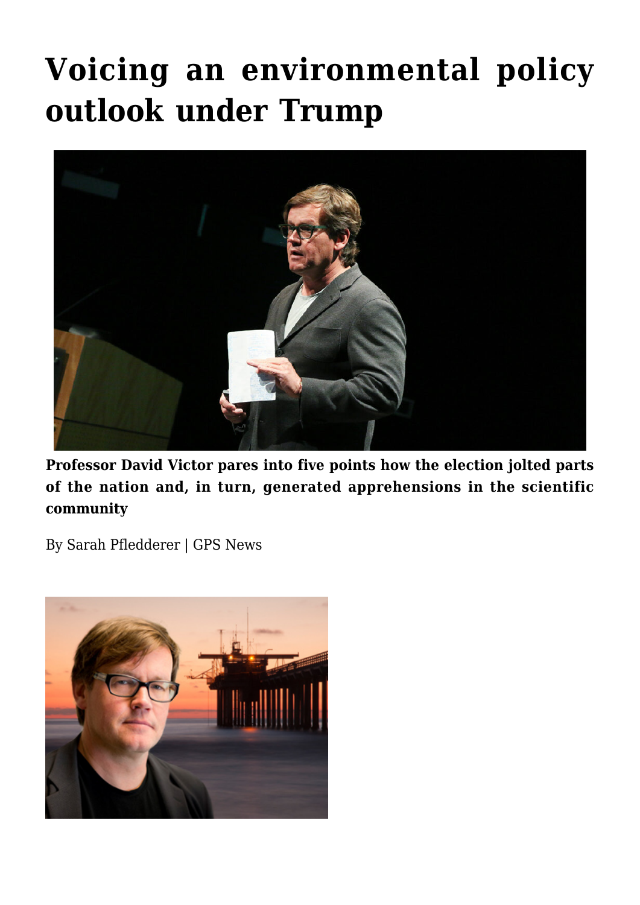# Voicing an environmental policy outlook under Trump

**Professor David Victor pares into five points how the election jolted parts of the nation and, in turn, generated apprehensions in the scientific community**

By Sarah Pfledderer | GPS News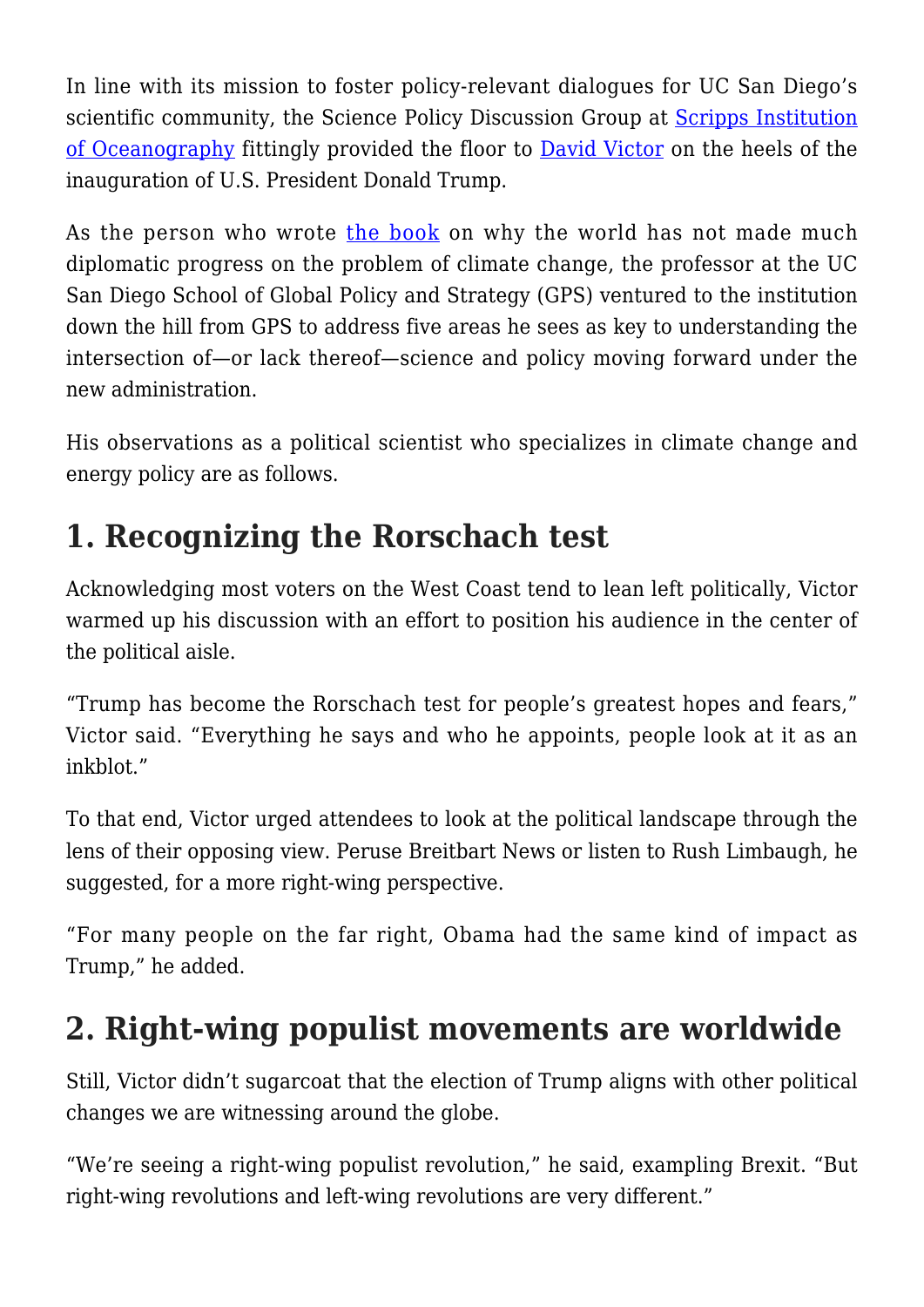In line with its mission to foster policy-relevant dialogues for UC San Diego's scientific community, the Science Policy Discussion Group at [Scripps Institution of Oceanography]() fittingly provided the floor to [David Victor]() on the heels of the inauguration of U.S. President Donald Trump.

As the person who wrote [the book]() on why the world has not made much diplomatic progress on the problem of climate change, the professor at the UC San Diego School of Global Policy and Strategy (GPS) ventured to the institution down the hill from GPS to address five areas he sees as key to understanding the intersection of—or lack thereof—science and policy moving forward under the new administration.

His observations as a political scientist who specializes in climate change and energy policy are as follows.

## 1. Recognizing the Rorschach test

Acknowledging most voters on the West Coast tend to lean left politically, Victor warmed up his discussion with an effort to position his audience in the center of the political aisle.

"Trump has become the Rorschach test for people's greatest hopes and fears," Victor said. "Everything he says and who he appoints, people look at it as an inkblot."

To that end, Victor urged attendees to look at the political landscape through the lens of their opposing view. Peruse Breitbart News or listen to Rush Limbaugh, he suggested, for a more right-wing perspective.

"For many people on the far right, Obama had the same kind of impact as Trump," he added.

## 2. Right-wing populist movements are worldwide

Still, Victor didn't sugarcoat that the election of Trump aligns with other political changes we are witnessing around the globe.

"We're seeing a right-wing populist revolution," he said, exampling Brexit. "But right-wing revolutions and left-wing revolutions are very different."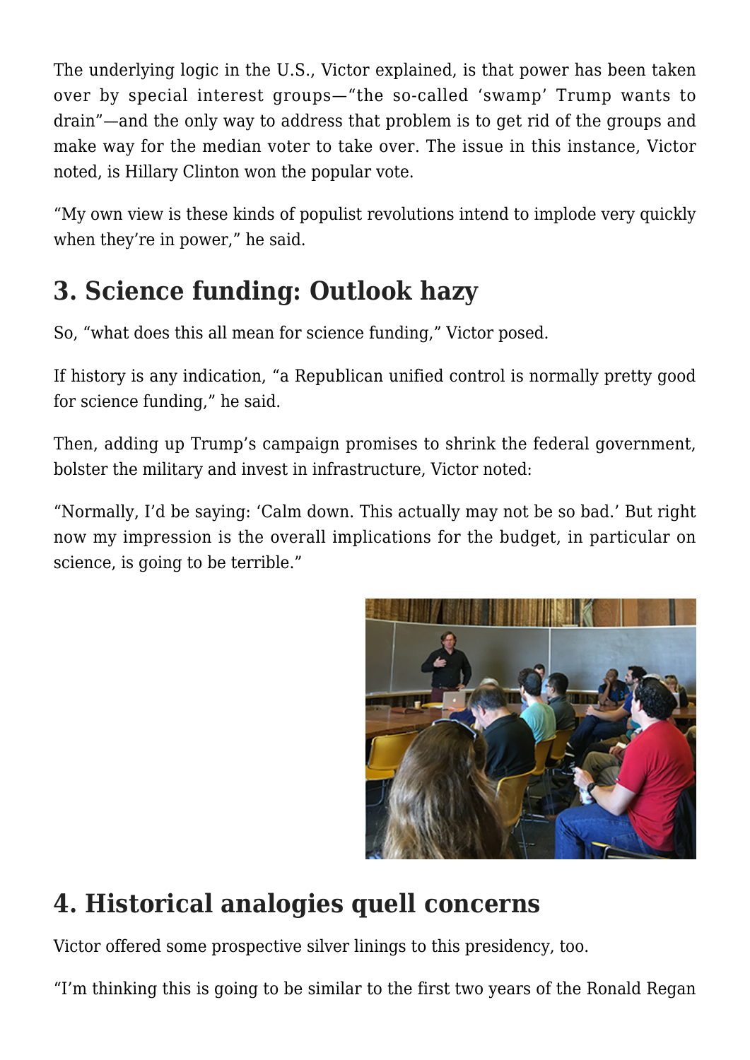The underlying logic in the U.S., Victor explained, is that power has been taken over by special interest groups—"the so-called 'swamp' Trump wants to drain"—and the only way to address that problem is to get rid of the groups and make way for the median voter to take over. The issue in this instance, Victor noted, is Hillary Clinton won the popular vote.

"My own view is these kinds of populist revolutions intend to implode very quickly when they're in power," he said.

## 3. Science funding: Outlook hazy

So, "what does this all mean for science funding," Victor posed.

If history is any indication, "a Republican unified control is normally pretty good for science funding," he said.

Then, adding up Trump's campaign promises to shrink the federal government, bolster the military and invest in infrastructure, Victor noted:

"Normally, I'd be saying: 'Calm down. This actually may not be so bad.' But right now my impression is the overall implications for the budget, in particular on science, is going to be terrible."

## 4. Historical analogies quell concerns

Victor offered some prospective silver linings to this presidency, too.

"I'm thinking this is going to be similar to the first two years of the Ronald Regan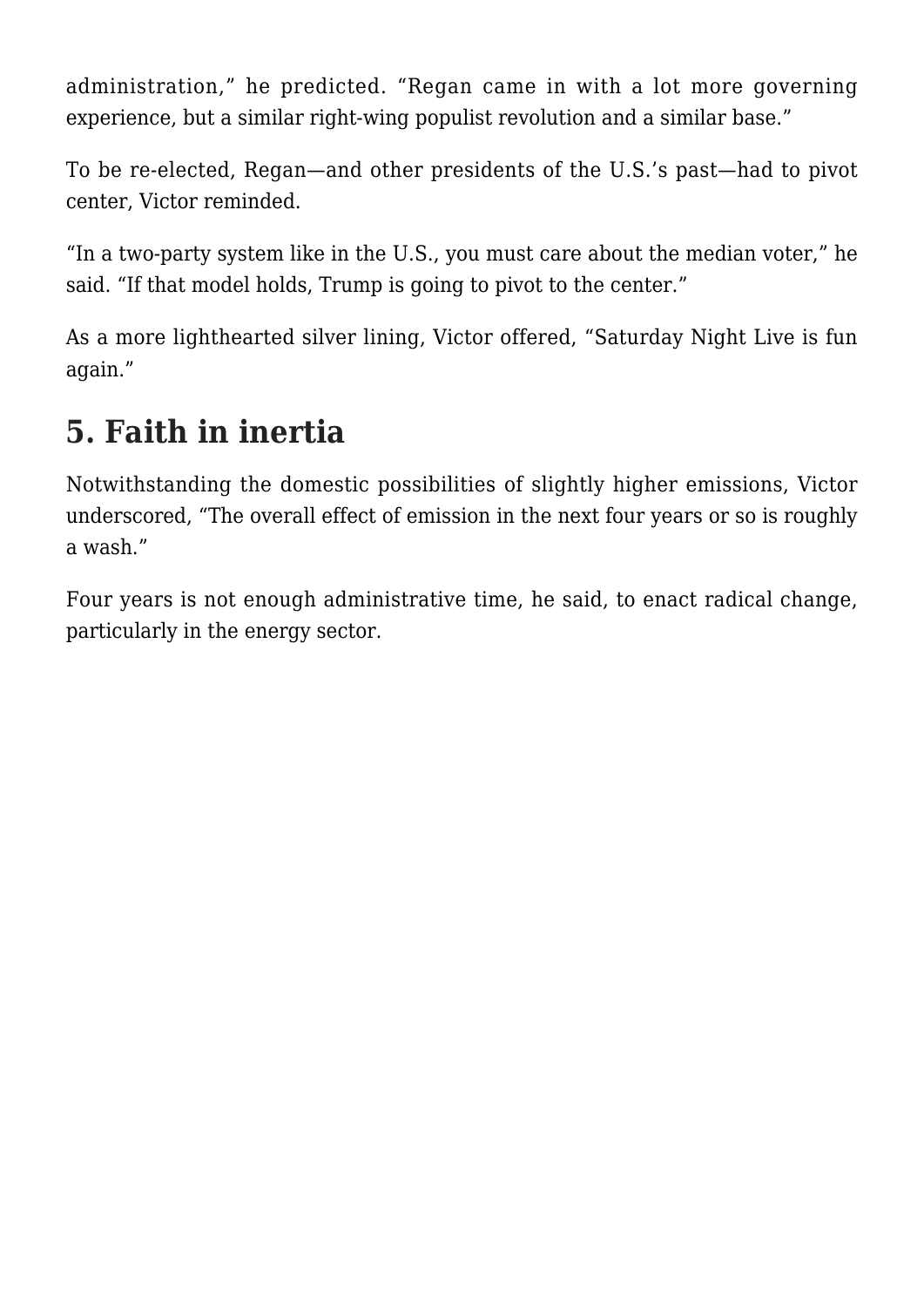administration," he predicted. "Regan came in with a lot more governing experience, but a similar right-wing populist revolution and a similar base."

To be re-elected, Regan—and other presidents of the U.S.'s past—had to pivot center, Victor reminded.

"In a two-party system like in the U.S., you must care about the median voter," he said. "If that model holds, Trump is going to pivot to the center."

As a more lighthearted silver lining, Victor offered, "Saturday Night Live is fun again."

## 5. Faith in inertia

Notwithstanding the domestic possibilities of slightly higher emissions, Victor underscored, "The overall effect of emission in the next four years or so is roughly a wash."

Four years is not enough administrative time, he said, to enact radical change, particularly in the energy sector.